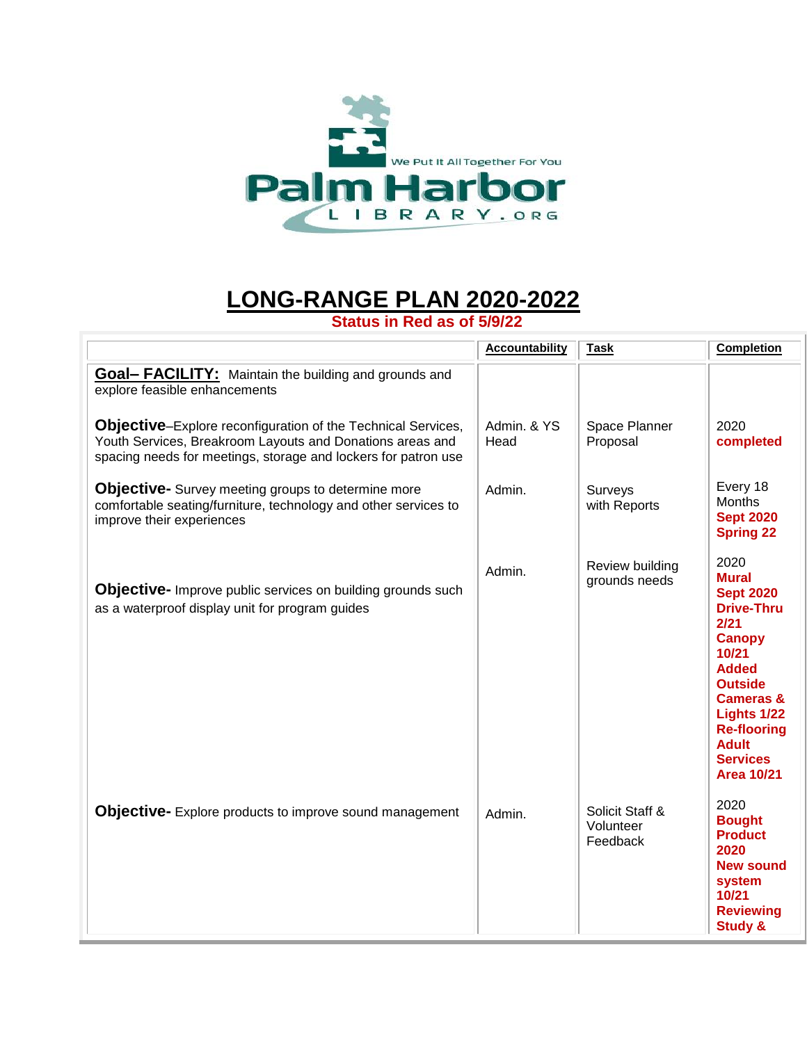Palm Harbor LIBRARY.ORG

We Put It All Together For You

# LONG-RANGE PLAN 2020-2022

**Status in Red as of 5/9/22**

| | Accountability | Task | Completion |
|---|---|---|---|
| **Goal– FACILITY:** Maintain the building and grounds and explore feasible enhancements | | | |
| **Objective**–Explore reconfiguration of the Technical Services, Youth Services, Breakroom Layouts and Donations areas and spacing needs for meetings, storage and lockers for patron use | Admin. & YS Head | Space Planner Proposal | 2020 **completed** |
| **Objective-** Survey meeting groups to determine more comfortable seating/furniture, technology and other services to improve their experiences | Admin. | Surveys with Reports | Every 18 Months **Sept 2020 Spring 22** |
| **Objective-** Improve public services on building grounds such as a waterproof display unit for program guides | Admin. | Review building grounds needs | 2020 **Mural Sept 2020 Drive-Thru 2/21 Canopy 10/21 Added Outside Cameras & Lights 1/22 Re-flooring Adult Services Area 10/21** |
| **Objective-** Explore products to improve sound management | Admin. | Solicit Staff & Volunteer Feedback | 2020 **Bought Product 2020 New sound system 10/21 Reviewing Study &** |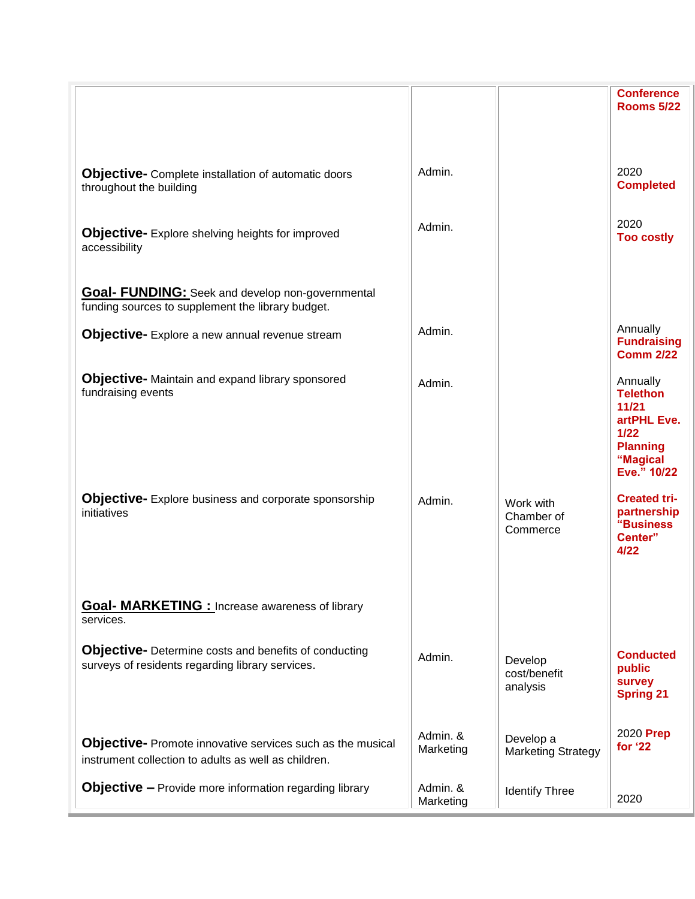| | | | |
|---|---|---|---|
| | | | **Conference Rooms 5/22** |
| **Objective-** Complete installation of automatic doors throughout the building | Admin. | | 2020 **Completed** |
| **Objective-** Explore shelving heights for improved accessibility | Admin. | | 2020 **Too costly** |
| **<u>Goal- FUNDING:</u>** Seek and develop non-governmental funding sources to supplement the library budget. | | | |
| **Objective-** Explore a new annual revenue stream | Admin. | | Annually **Fundraising Comm 2/22** |
| **Objective-** Maintain and expand library sponsored fundraising events | Admin. | | Annually **Telethon 11/21 artPHL Eve. 1/22 Planning "Magical Eve." 10/22** |
| **Objective-** Explore business and corporate sponsorship initiatives | Admin. | Work with Chamber of Commerce | **Created tri-partnership "Business Center" 4/22** |
| **<u>Goal- MARKETING :</u>** Increase awareness of library services. | | | |
| **Objective-** Determine costs and benefits of conducting surveys of residents regarding library services. | Admin. | Develop cost/benefit analysis | **Conducted public survey Spring 21** |
| **Objective-** Promote innovative services such as the musical instrument collection to adults as well as children. | Admin. & Marketing | Develop a Marketing Strategy | 2020 **Prep for '22** |
| **Objective –** Provide more information regarding library | Admin. & Marketing | Identify Three | 2020 |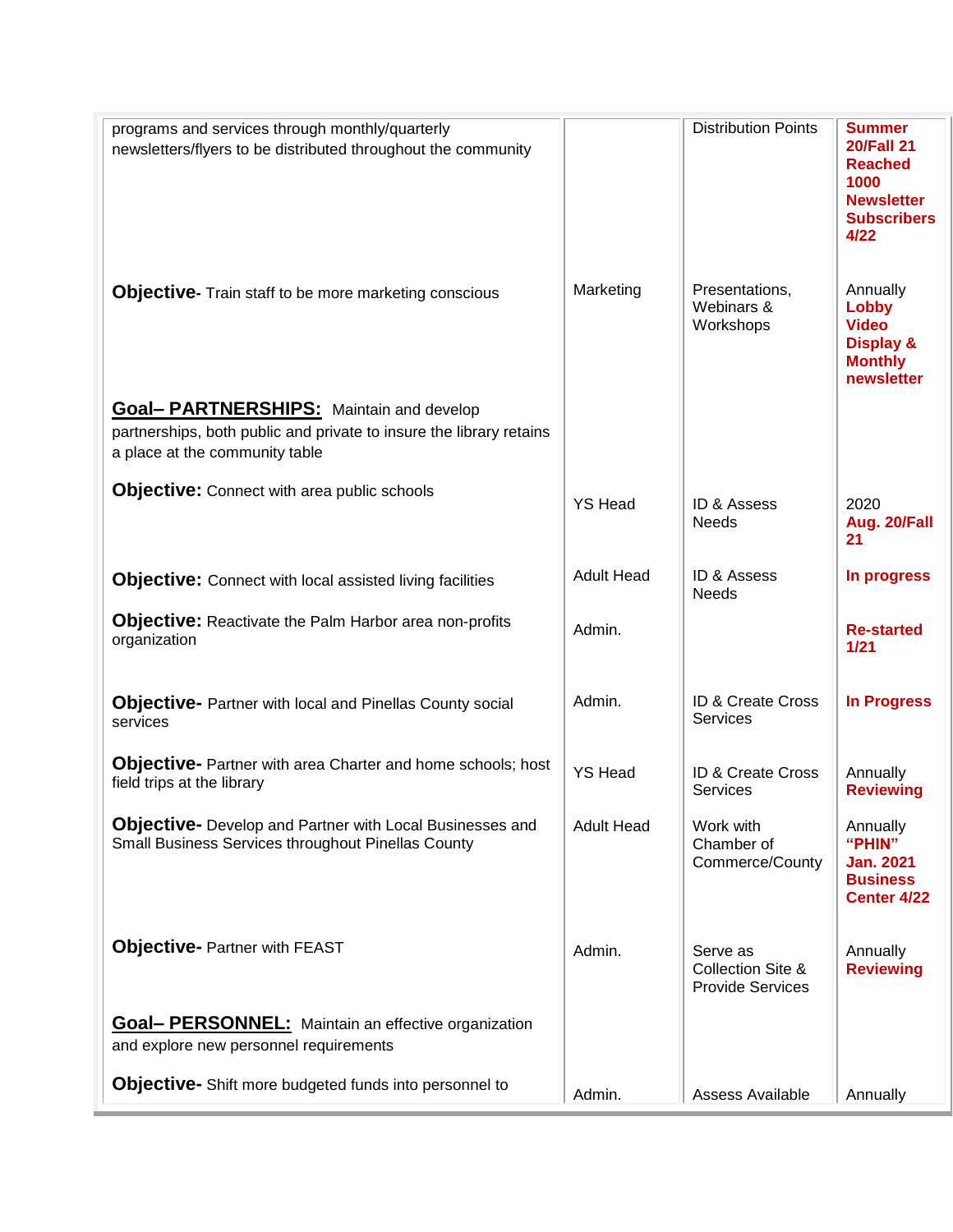| | | | |
|---|---|---|---|
| programs and services through monthly/quarterly newsletters/flyers to be distributed throughout the community | | Distribution Points | **Summer 20/Fall 21 Reached 1000 Newsletter Subscribers 4/22** |
| **Objective-** Train staff to be more marketing conscious | Marketing | Presentations, Webinars & Workshops | Annually **Lobby Video Display & Monthly newsletter** |
| **Goal– PARTNERSHIPS:** Maintain and develop partnerships, both public and private to insure the library retains a place at the community table | | | |
| **Objective:** Connect with area public schools | YS Head | ID & Assess Needs | 2020 **Aug. 20/Fall 21** |
| **Objective:** Connect with local assisted living facilities | Adult Head | ID & Assess Needs | **In progress** |
| **Objective:** Reactivate the Palm Harbor area non-profits organization | Admin. | | **Re-started 1/21** |
| **Objective-** Partner with local and Pinellas County social services | Admin. | ID & Create Cross Services | **In Progress** |
| **Objective-** Partner with area Charter and home schools; host field trips at the library | YS Head | ID & Create Cross Services | Annually **Reviewing** |
| **Objective-** Develop and Partner with Local Businesses and Small Business Services throughout Pinellas County | Adult Head | Work with Chamber of Commerce/County | Annually **"PHIN" Jan. 2021 Business Center 4/22** |
| **Objective-** Partner with FEAST | Admin. | Serve as Collection Site & Provide Services | Annually **Reviewing** |
| **Goal– PERSONNEL:** Maintain an effective organization and explore new personnel requirements | | | |
| **Objective-** Shift more budgeted funds into personnel to | Admin. | Assess Available | Annually |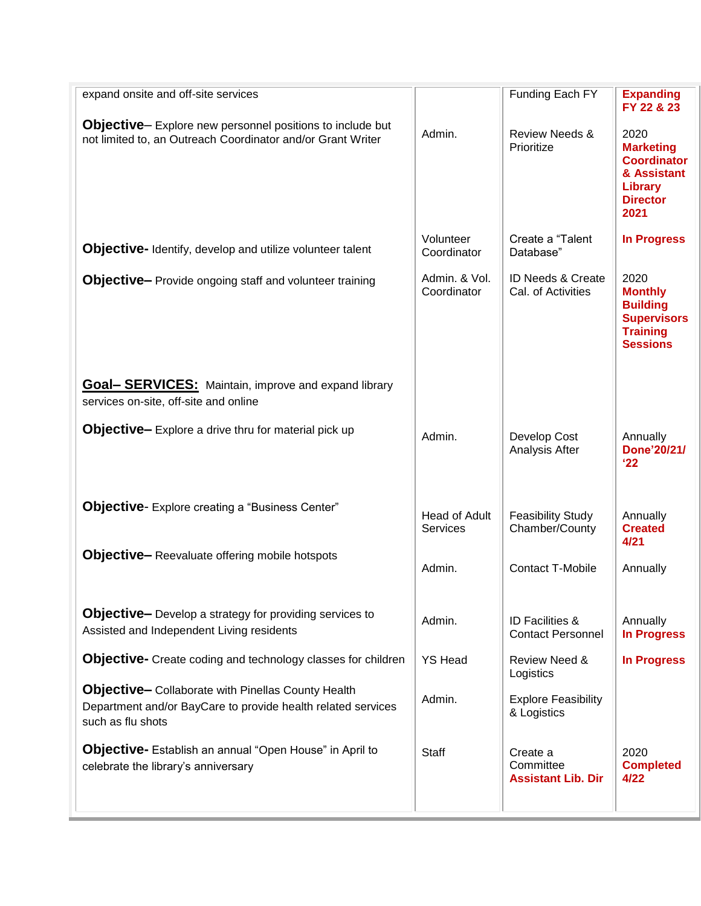| | | | |
|---|---|---|---|
| expand onsite and off-site services | | Funding Each FY | **Expanding FY 22 & 23** |
| **Objective**– Explore new personnel positions to include but not limited to, an Outreach Coordinator and/or Grant Writer | Admin. | Review Needs & Prioritize | 2020 **Marketing Coordinator & Assistant Library Director 2021** |
| **Objective-** Identify, develop and utilize volunteer talent | Volunteer Coordinator | Create a "Talent Database" | **In Progress** |
| **Objective–** Provide ongoing staff and volunteer training | Admin. & Vol. Coordinator | ID Needs & Create Cal. of Activities | 2020 **Monthly Building Supervisors Training Sessions** |
| **<u>Goal– SERVICES:</u>** Maintain, improve and expand library services on-site, off-site and online | | | |
| **Objective–** Explore a drive thru for material pick up | Admin. | Develop Cost Analysis After | Annually **Done'20/21/ '22** |
| **Objective**- Explore creating a "Business Center" | Head of Adult Services | Feasibility Study Chamber/County | Annually **Created 4/21** |
| **Objective–** Reevaluate offering mobile hotspots | Admin. | Contact T-Mobile | Annually |
| **Objective–** Develop a strategy for providing services to Assisted and Independent Living residents | Admin. | ID Facilities & Contact Personnel | Annually **In Progress** |
| **Objective-** Create coding and technology classes for children | YS Head | Review Need & Logistics | **In Progress** |
| **Objective–** Collaborate with Pinellas County Health Department and/or BayCare to provide health related services such as flu shots | Admin. | Explore Feasibility & Logistics | |
| **Objective-** Establish an annual "Open House" in April to celebrate the library's anniversary | Staff | Create a Committee **Assistant Lib. Dir** | 2020 **Completed 4/22** |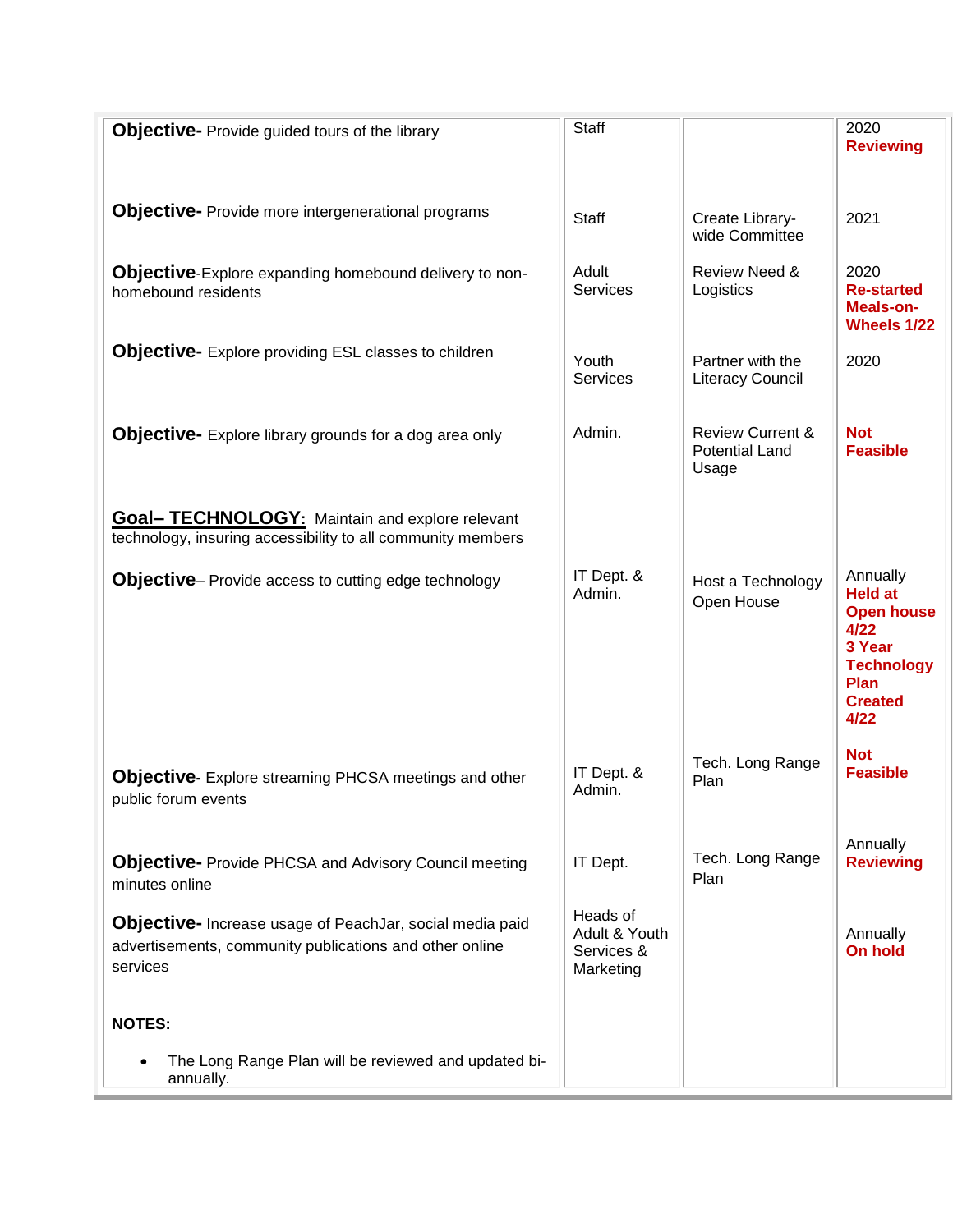| | | | |
|---|---|---|---|
| **Objective-** Provide guided tours of the library | Staff | | 2020 **Reviewing** |
| **Objective-** Provide more intergenerational programs | Staff | Create Library-wide Committee | 2021 |
| **Objective**-Explore expanding homebound delivery to non-homebound residents | Adult Services | Review Need & Logistics | 2020 **Re-started Meals-on-Wheels 1/22** |
| **Objective-** Explore providing ESL classes to children | Youth Services | Partner with the Literacy Council | 2020 |
| **Objective-** Explore library grounds for a dog area only | Admin. | Review Current & Potential Land Usage | **Not Feasible** |
| **<u>Goal– TECHNOLOGY:</u>** Maintain and explore relevant technology, insuring accessibility to all community members | | | |
| **Objective**– Provide access to cutting edge technology | IT Dept. & Admin. | Host a Technology Open House | Annually **Held at Open house 4/22 3 Year Technology Plan Created 4/22** |
| **Objective**- Explore streaming PHCSA meetings and other public forum events | IT Dept. & Admin. | Tech. Long Range Plan | **Not Feasible** |
| **Objective-** Provide PHCSA and Advisory Council meeting minutes online | IT Dept. | Tech. Long Range Plan | Annually **Reviewing** |
| **Objective-** Increase usage of PeachJar, social media paid advertisements, community publications and other online services | Heads of Adult & Youth Services & Marketing | | Annually **On hold** |
| **NOTES:**<br>• The Long Range Plan will be reviewed and updated bi-annually. | | | |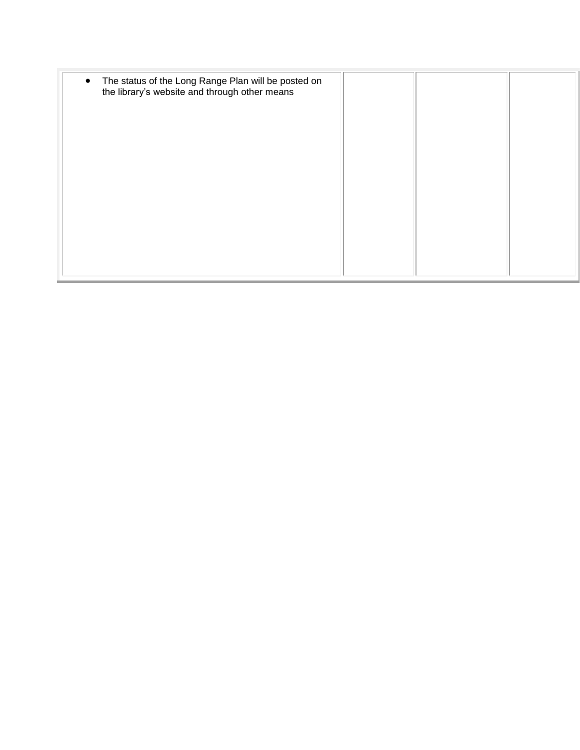| | | | |
|---|---|---|---|
| • The status of the Long Range Plan will be posted on the library's website and through other means | | | |